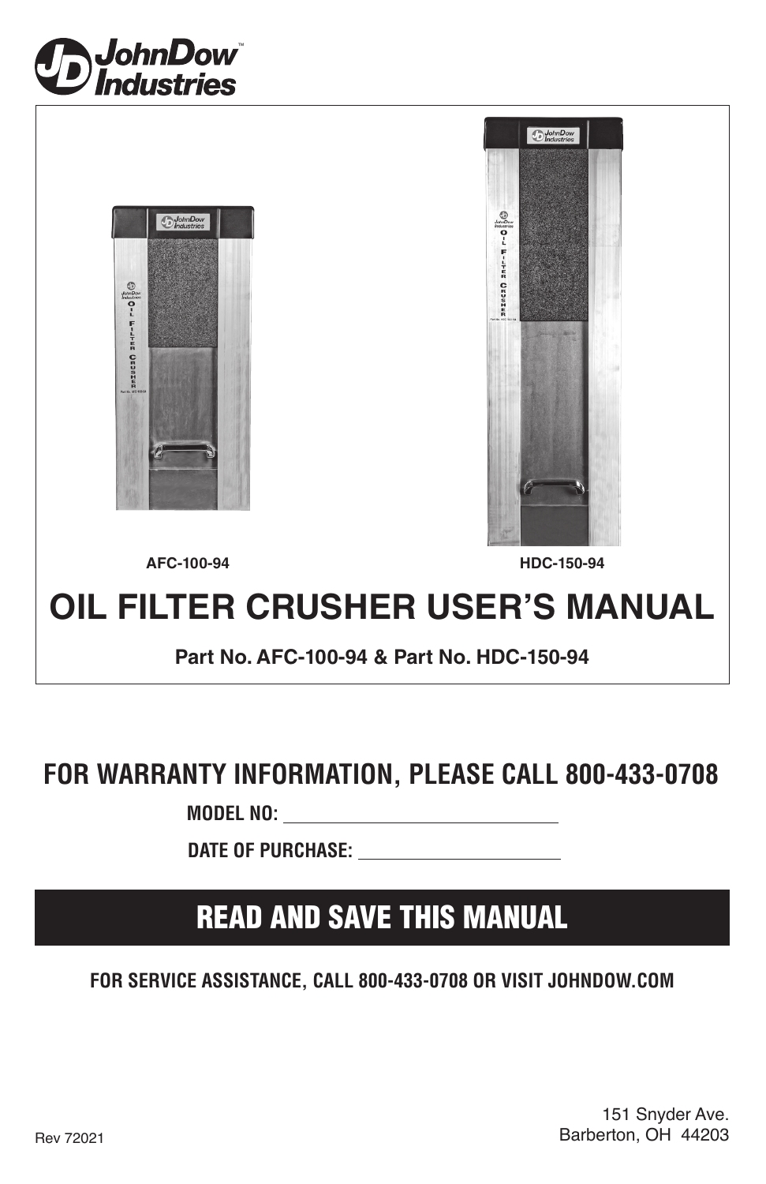JohnDow Industries

AFC-100-94

HDC-150-94

# OIL FILTER CRUSHER USER'S MANUAL

**Part No. AFC-100-94 & Part No. HDC-150-94**

## FOR WARRANTY INFORMATION, PLEASE CALL 800-433-0708

**MODEL NO:** ______________________________

**DATE OF PURCHASE:** ______________________

## READ AND SAVE THIS MANUAL

**FOR SERVICE ASSISTANCE, CALL 800-433-0708 OR VISIT JOHNDOW.COM**

Rev 72021

151 Snyder Ave.
Barberton, OH 44203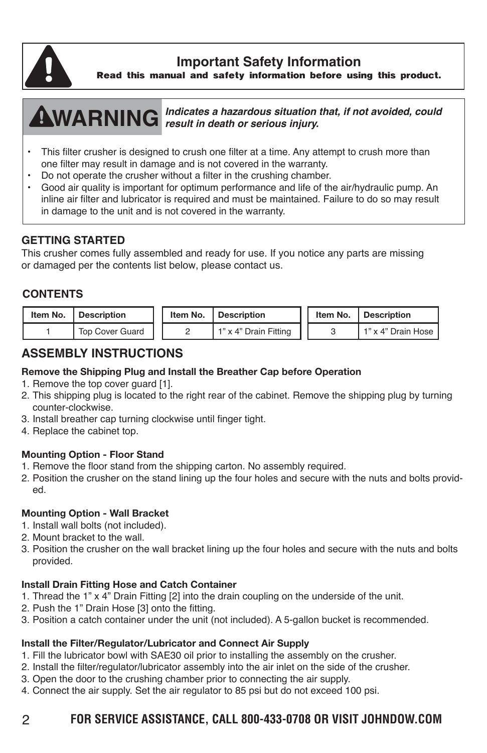## Important Safety Information

**Read this manual and safety information before using this product.**

**⚠WARNING** *Indicates a hazardous situation that, if not avoided, could result in death or serious injury.*

- This filter crusher is designed to crush one filter at a time. Any attempt to crush more than one filter may result in damage and is not covered in the warranty.
- Do not operate the crusher without a filter in the crushing chamber.
- Good air quality is important for optimum performance and life of the air/hydraulic pump. An inline air filter and lubricator is required and must be maintained. Failure to do so may result in damage to the unit and is not covered in the warranty.

### GETTING STARTED

This crusher comes fully assembled and ready for use. If you notice any parts are missing or damaged per the contents list below, please contact us.

### CONTENTS

| Item No. | Description |
|---|---|
| 1 | Top Cover Guard |
| 2 | 1" x 4" Drain Fitting |
| 3 | 1" x 4" Drain Hose |

## ASSEMBLY INSTRUCTIONS

**Remove the Shipping Plug and Install the Breather Cap before Operation**

1. Remove the top cover guard [1].
2. This shipping plug is located to the right rear of the cabinet. Remove the shipping plug by turning counter-clockwise.
3. Install breather cap turning clockwise until finger tight.
4. Replace the cabinet top.

**Mounting Option - Floor Stand**

1. Remove the floor stand from the shipping carton. No assembly required.
2. Position the crusher on the stand lining up the four holes and secure with the nuts and bolts provided.

**Mounting Option - Wall Bracket**

1. Install wall bolts (not included).
2. Mount bracket to the wall.
3. Position the crusher on the wall bracket lining up the four holes and secure with the nuts and bolts provided.

**Install Drain Fitting Hose and Catch Container**

1. Thread the 1" x 4" Drain Fitting [2] into the drain coupling on the underside of the unit.
2. Push the 1" Drain Hose [3] onto the fitting.
3. Position a catch container under the unit (not included). A 5-gallon bucket is recommended.

**Install the Filter/Regulator/Lubricator and Connect Air Supply**

1. Fill the lubricator bowl with SAE30 oil prior to installing the assembly on the crusher.
2. Install the filter/regulator/lubricator assembly into the air inlet on the side of the crusher.
3. Open the door to the crushing chamber prior to connecting the air supply.
4. Connect the air supply. Set the air regulator to 85 psi but do not exceed 100 psi.

**FOR SERVICE ASSISTANCE, CALL 800-433-0708 OR VISIT JOHNDOW.COM**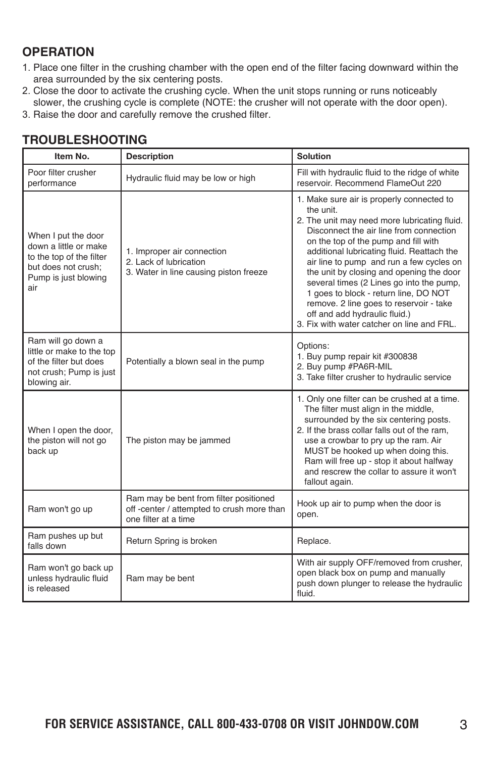## OPERATION

1. Place one filter in the crushing chamber with the open end of the filter facing downward within the area surrounded by the six centering posts.
2. Close the door to activate the crushing cycle. When the unit stops running or runs noticeably slower, the crushing cycle is complete (NOTE: the crusher will not operate with the door open).
3. Raise the door and carefully remove the crushed filter.

## TROUBLESHOOTING

| Item No. | Description | Solution |
|---|---|---|
| Poor filter crusher performance | Hydraulic fluid may be low or high | Fill with hydraulic fluid to the ridge of white reservoir. Recommend FlameOut 220 |
| When I put the door down a little or make to the top of the filter but does not crush; Pump is just blowing air | 1. Improper air connection<br>2. Lack of lubrication<br>3. Water in line causing piston freeze | 1. Make sure air is properly connected to the unit.<br>2. The unit may need more lubricating fluid. Disconnect the air line from connection on the top of the pump and fill with additional lubricating fluid. Reattach the air line to pump and run a few cycles on the unit by closing and opening the door several times (2 Lines go into the pump, 1 goes to block - return line, DO NOT remove. 2 line goes to reservoir - take off and add hydraulic fluid.)<br>3. Fix with water catcher on line and FRL. |
| Ram will go down a little or make to the top of the filter but does not crush; Pump is just blowing air. | Potentially a blown seal in the pump | Options:<br>1. Buy pump repair kit #300838<br>2. Buy pump #PA6R-MIL<br>3. Take filter crusher to hydraulic service |
| When I open the door, the piston will not go back up | The piston may be jammed | 1. Only one filter can be crushed at a time. The filter must align in the middle, surrounded by the six centering posts.<br>2. If the brass collar falls out of the ram, use a crowbar to pry up the ram. Air MUST be hooked up when doing this. Ram will free up - stop it about halfway and rescrew the collar to assure it won't fallout again. |
| Ram won't go up | Ram may be bent from filter positioned off -center / attempted to crush more than one filter at a time | Hook up air to pump when the door is open. |
| Ram pushes up but falls down | Return Spring is broken | Replace. |
| Ram won't go back up unless hydraulic fluid is released | Ram may be bent | With air supply OFF/removed from crusher, open black box on pump and manually push down plunger to release the hydraulic fluid. |

**FOR SERVICE ASSISTANCE, CALL 800-433-0708 OR VISIT JOHNDOW.COM**